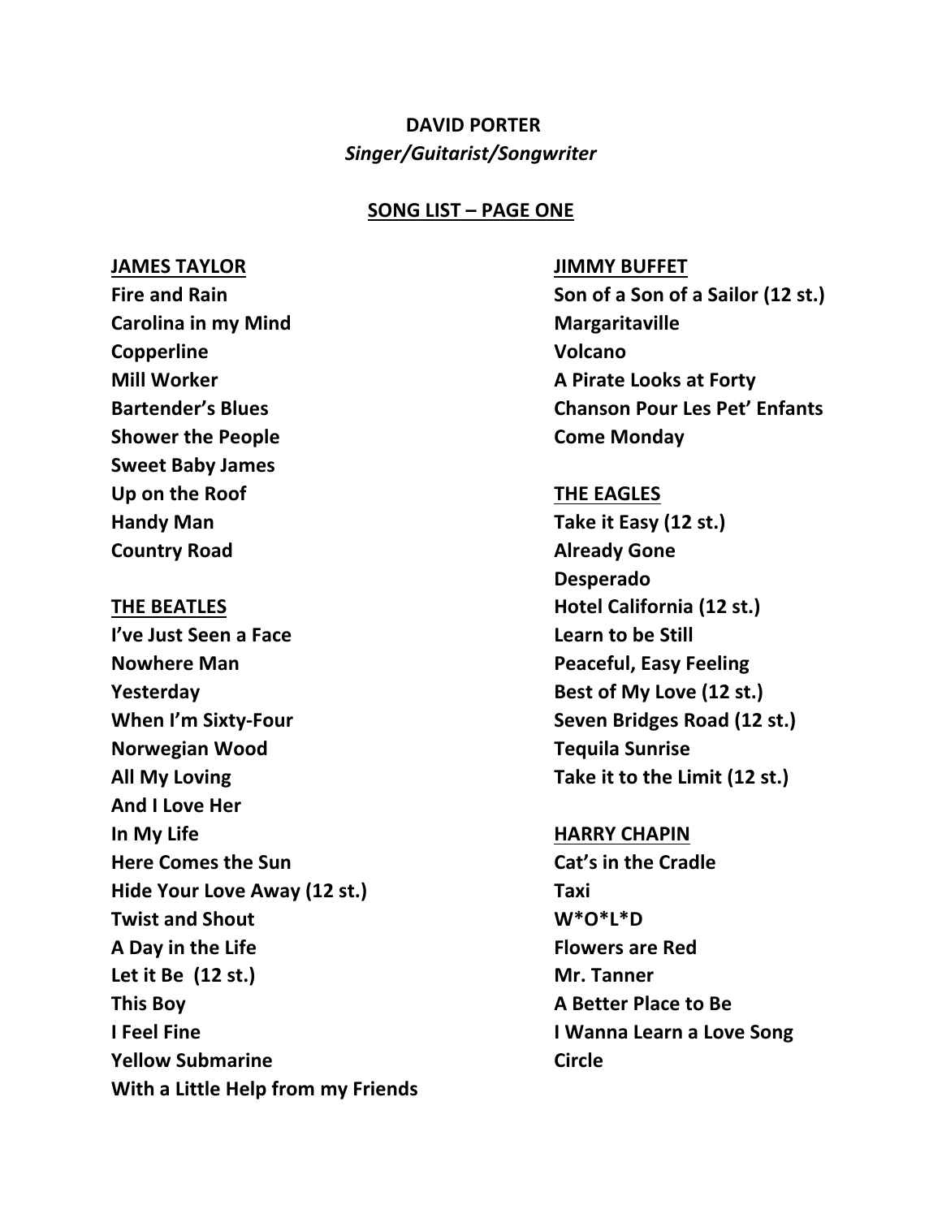# DAVID PORTER

*Singer/Guitarist/Songwriter*

## SONG LIST – PAGE ONE

**JAMES TAYLOR**

**Fire and Rain**
**Carolina in my Mind**
**Copperline**
**Mill Worker**
**Bartender's Blues**
**Shower the People**
**Sweet Baby James**
**Up on the Roof**
**Handy Man**
**Country Road**

**THE BEATLES**

**I've Just Seen a Face**
**Nowhere Man**
**Yesterday**
**When I'm Sixty-Four**
**Norwegian Wood**
**All My Loving**
**And I Love Her**
**In My Life**
**Here Comes the Sun**
**Hide Your Love Away (12 st.)**
**Twist and Shout**
**A Day in the Life**
**Let it Be (12 st.)**
**This Boy**
**I Feel Fine**
**Yellow Submarine**
**With a Little Help from my Friends**

**JIMMY BUFFET**

**Son of a Son of a Sailor (12 st.)**
**Margaritaville**
**Volcano**
**A Pirate Looks at Forty**
**Chanson Pour Les Pet' Enfants**
**Come Monday**

**THE EAGLES**

**Take it Easy (12 st.)**
**Already Gone**
**Desperado**
**Hotel California (12 st.)**
**Learn to be Still**
**Peaceful, Easy Feeling**
**Best of My Love (12 st.)**
**Seven Bridges Road (12 st.)**
**Tequila Sunrise**
**Take it to the Limit (12 st.)**

**HARRY CHAPIN**

**Cat's in the Cradle**
**Taxi**
**W*O*L*D**
**Flowers are Red**
**Mr. Tanner**
**A Better Place to Be**
**I Wanna Learn a Love Song**
**Circle**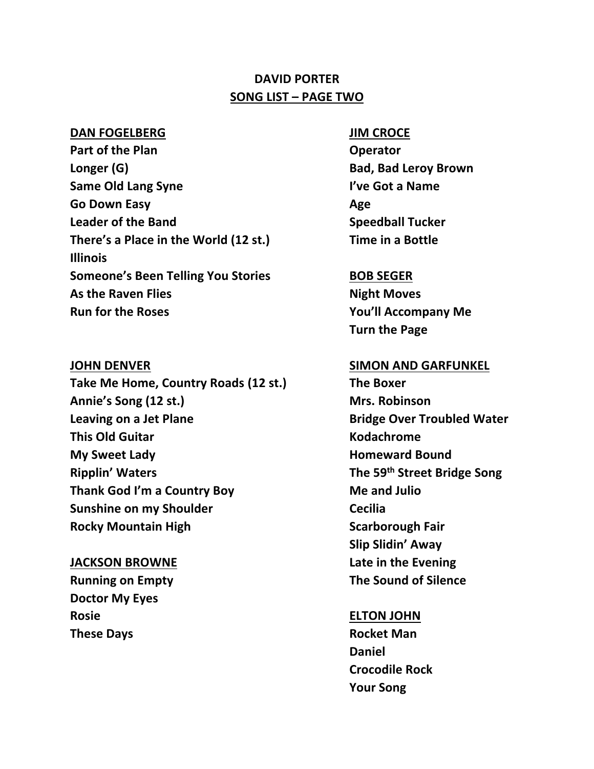# DAVID PORTER

## SONG LIST – PAGE TWO

**DAN FOGELBERG**

**Part of the Plan**
**Longer (G)**
**Same Old Lang Syne**
**Go Down Easy**
**Leader of the Band**
**There's a Place in the World (12 st.)**
**Illinois**
**Someone's Been Telling You Stories**
**As the Raven Flies**
**Run for the Roses**

**JOHN DENVER**

**Take Me Home, Country Roads (12 st.)**
**Annie's Song (12 st.)**
**Leaving on a Jet Plane**
**This Old Guitar**
**My Sweet Lady**
**Ripplin' Waters**
**Thank God I'm a Country Boy**
**Sunshine on my Shoulder**
**Rocky Mountain High**

**JACKSON BROWNE**

**Running on Empty**
**Doctor My Eyes**
**Rosie**
**These Days**

**JIM CROCE**

**Operator**
**Bad, Bad Leroy Brown**
**I've Got a Name**
**Age**
**Speedball Tucker**
**Time in a Bottle**

**BOB SEGER**

**Night Moves**
**You'll Accompany Me**
**Turn the Page**

**SIMON AND GARFUNKEL**

**The Boxer**
**Mrs. Robinson**
**Bridge Over Troubled Water**
**Kodachrome**
**Homeward Bound**
**The 59th Street Bridge Song**
**Me and Julio**
**Cecilia**
**Scarborough Fair**
**Slip Slidin' Away**
**Late in the Evening**
**The Sound of Silence**

**ELTON JOHN**

**Rocket Man**
**Daniel**
**Crocodile Rock**
**Your Song**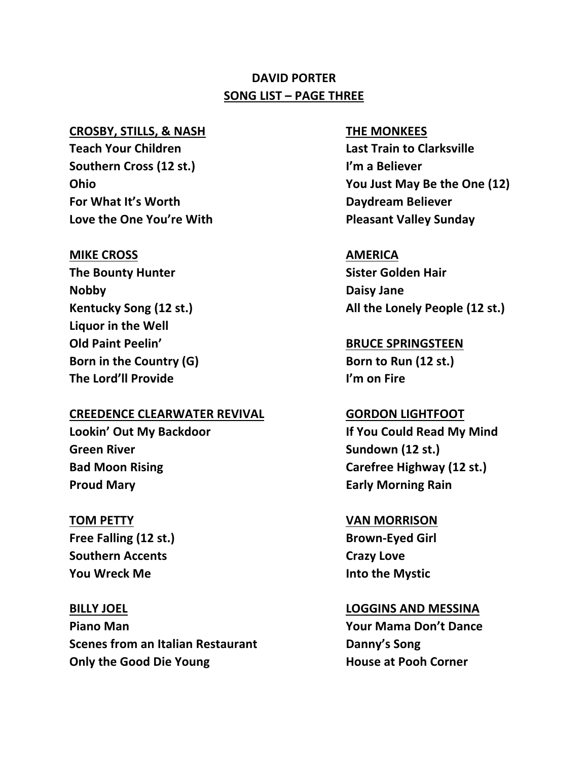# DAVID PORTER

## SONG LIST – PAGE THREE

**CROSBY, STILLS, & NASH**

**Teach Your Children**
**Southern Cross (12 st.)**
**Ohio**
**For What It's Worth**
**Love the One You're With**

**MIKE CROSS**

**The Bounty Hunter**
**Nobby**
**Kentucky Song (12 st.)**
**Liquor in the Well**
**Old Paint Peelin'**
**Born in the Country (G)**
**The Lord'll Provide**

**CREEDENCE CLEARWATER REVIVAL**

**Lookin' Out My Backdoor**
**Green River**
**Bad Moon Rising**
**Proud Mary**

**TOM PETTY**

**Free Falling (12 st.)**
**Southern Accents**
**You Wreck Me**

**BILLY JOEL**

**Piano Man**
**Scenes from an Italian Restaurant**
**Only the Good Die Young**

**THE MONKEES**

**Last Train to Clarksville**
**I'm a Believer**
**You Just May Be the One (12)**
**Daydream Believer**
**Pleasant Valley Sunday**

**AMERICA**

**Sister Golden Hair**
**Daisy Jane**
**All the Lonely People (12 st.)**

**BRUCE SPRINGSTEEN**

**Born to Run (12 st.)**
**I'm on Fire**

**GORDON LIGHTFOOT**

**If You Could Read My Mind**
**Sundown (12 st.)**
**Carefree Highway (12 st.)**
**Early Morning Rain**

**VAN MORRISON**

**Brown-Eyed Girl**
**Crazy Love**
**Into the Mystic**

**LOGGINS AND MESSINA**

**Your Mama Don't Dance**
**Danny's Song**
**House at Pooh Corner**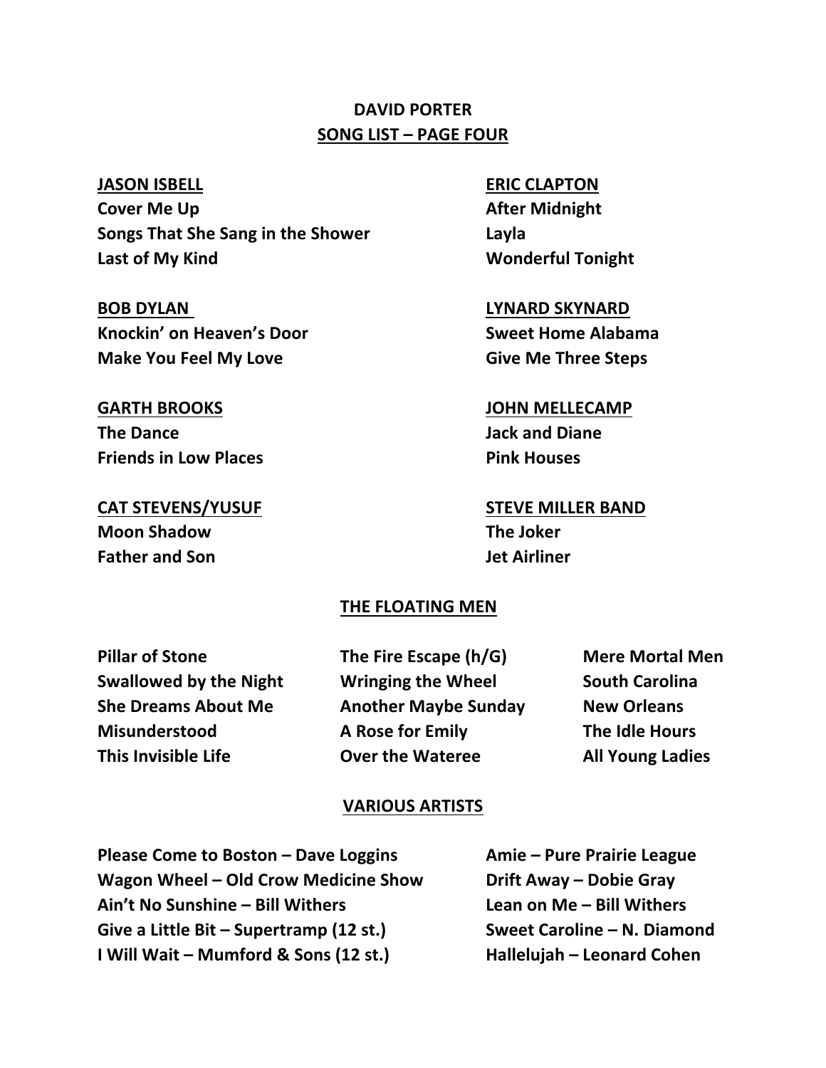# DAVID PORTER
## SONG LIST – PAGE FOUR

### JASON ISBELL
**Cover Me Up**
**Songs That She Sang in the Shower**
**Last of My Kind**

### BOB DYLAN
**Knockin' on Heaven's Door**
**Make You Feel My Love**

### GARTH BROOKS
**The Dance**
**Friends in Low Places**

### CAT STEVENS/YUSUF
**Moon Shadow**
**Father and Son**

### ERIC CLAPTON
**After Midnight**
**Layla**
**Wonderful Tonight**

### LYNARD SKYNARD
**Sweet Home Alabama**
**Give Me Three Steps**

### JOHN MELLECAMP
**Jack and Diane**
**Pink Houses**

### STEVE MILLER BAND
**The Joker**
**Jet Airliner**

### THE FLOATING MEN

**Pillar of Stone**
**Swallowed by the Night**
**She Dreams About Me**
**Misunderstood**
**This Invisible Life**
**The Fire Escape (h/G)**
**Wringing the Wheel**
**Another Maybe Sunday**
**A Rose for Emily**
**Over the Wateree**
**Mere Mortal Men**
**South Carolina**
**New Orleans**
**The Idle Hours**
**All Young Ladies**

### VARIOUS ARTISTS

**Please Come to Boston – Dave Loggins**
**Wagon Wheel – Old Crow Medicine Show**
**Ain't No Sunshine – Bill Withers**
**Give a Little Bit – Supertramp (12 st.)**
**I Will Wait – Mumford & Sons (12 st.)**
**Amie – Pure Prairie League**
**Drift Away – Dobie Gray**
**Lean on Me – Bill Withers**
**Sweet Caroline – N. Diamond**
**Hallelujah – Leonard Cohen**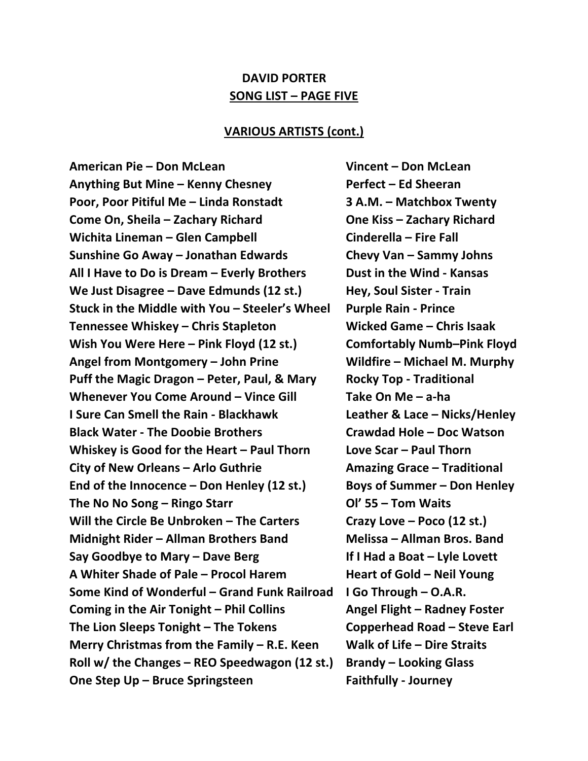# DAVID PORTER

## SONG LIST – PAGE FIVE

### VARIOUS ARTISTS (cont.)

**American Pie – Don McLean**
**Anything But Mine – Kenny Chesney**
**Poor, Poor Pitiful Me – Linda Ronstadt**
**Come On, Sheila – Zachary Richard**
**Wichita Lineman – Glen Campbell**
**Sunshine Go Away – Jonathan Edwards**
**All I Have to Do is Dream – Everly Brothers**
**We Just Disagree – Dave Edmunds (12 st.)**
**Stuck in the Middle with You – Steeler's Wheel**
**Tennessee Whiskey – Chris Stapleton**
**Wish You Were Here – Pink Floyd (12 st.)**
**Angel from Montgomery – John Prine**
**Puff the Magic Dragon – Peter, Paul, & Mary**
**Whenever You Come Around – Vince Gill**
**I Sure Can Smell the Rain - Blackhawk**
**Black Water - The Doobie Brothers**
**Whiskey is Good for the Heart – Paul Thorn**
**City of New Orleans – Arlo Guthrie**
**End of the Innocence – Don Henley (12 st.)**
**The No No Song – Ringo Starr**
**Will the Circle Be Unbroken – The Carters**
**Midnight Rider – Allman Brothers Band**
**Say Goodbye to Mary – Dave Berg**
**A Whiter Shade of Pale – Procol Harem**
**Some Kind of Wonderful – Grand Funk Railroad**
**Coming in the Air Tonight – Phil Collins**
**The Lion Sleeps Tonight – The Tokens**
**Merry Christmas from the Family – R.E. Keen**
**Roll w/ the Changes – REO Speedwagon (12 st.)**
**One Step Up – Bruce Springsteen**
**Vincent – Don McLean**
**Perfect – Ed Sheeran**
**3 A.M. – Matchbox Twenty**
**One Kiss – Zachary Richard**
**Cinderella – Fire Fall**
**Chevy Van – Sammy Johns**
**Dust in the Wind - Kansas**
**Hey, Soul Sister - Train**
**Purple Rain - Prince**
**Wicked Game – Chris Isaak**
**Comfortably Numb–Pink Floyd**
**Wildfire – Michael M. Murphy**
**Rocky Top - Traditional**
**Take On Me – a-ha**
**Leather & Lace – Nicks/Henley**
**Crawdad Hole – Doc Watson**
**Love Scar – Paul Thorn**
**Amazing Grace – Traditional**
**Boys of Summer – Don Henley**
**Ol' 55 – Tom Waits**
**Crazy Love – Poco (12 st.)**
**Melissa – Allman Bros. Band**
**If I Had a Boat – Lyle Lovett**
**Heart of Gold – Neil Young**
**I Go Through – O.A.R.**
**Angel Flight – Radney Foster**
**Copperhead Road – Steve Earl**
**Walk of Life – Dire Straits**
**Brandy – Looking Glass**
**Faithfully - Journey**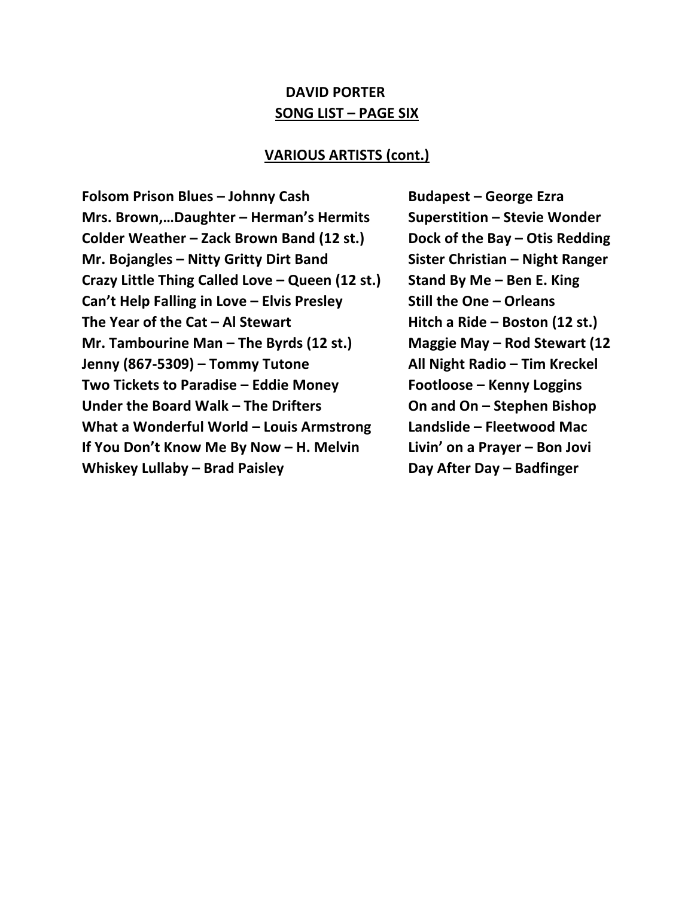# DAVID PORTER

## SONG LIST – PAGE SIX

### VARIOUS ARTISTS (cont.)

**Folsom Prison Blues – Johnny Cash**
**Mrs. Brown,…Daughter – Herman's Hermits**
**Colder Weather – Zack Brown Band (12 st.)**
**Mr. Bojangles – Nitty Gritty Dirt Band**
**Crazy Little Thing Called Love – Queen (12 st.)**
**Can't Help Falling in Love – Elvis Presley**
**The Year of the Cat – Al Stewart**
**Mr. Tambourine Man – The Byrds (12 st.)**
**Jenny (867-5309) – Tommy Tutone**
**Two Tickets to Paradise – Eddie Money**
**Under the Board Walk – The Drifters**
**What a Wonderful World – Louis Armstrong**
**If You Don't Know Me By Now – H. Melvin**
**Whiskey Lullaby – Brad Paisley**
**Budapest – George Ezra**
**Superstition – Stevie Wonder**
**Dock of the Bay – Otis Redding**
**Sister Christian – Night Ranger**
**Stand By Me – Ben E. King**
**Still the One – Orleans**
**Hitch a Ride – Boston (12 st.)**
**Maggie May – Rod Stewart (12**
**All Night Radio – Tim Kreckel**
**Footloose – Kenny Loggins**
**On and On – Stephen Bishop**
**Landslide – Fleetwood Mac**
**Livin' on a Prayer – Bon Jovi**
**Day After Day – Badfinger**